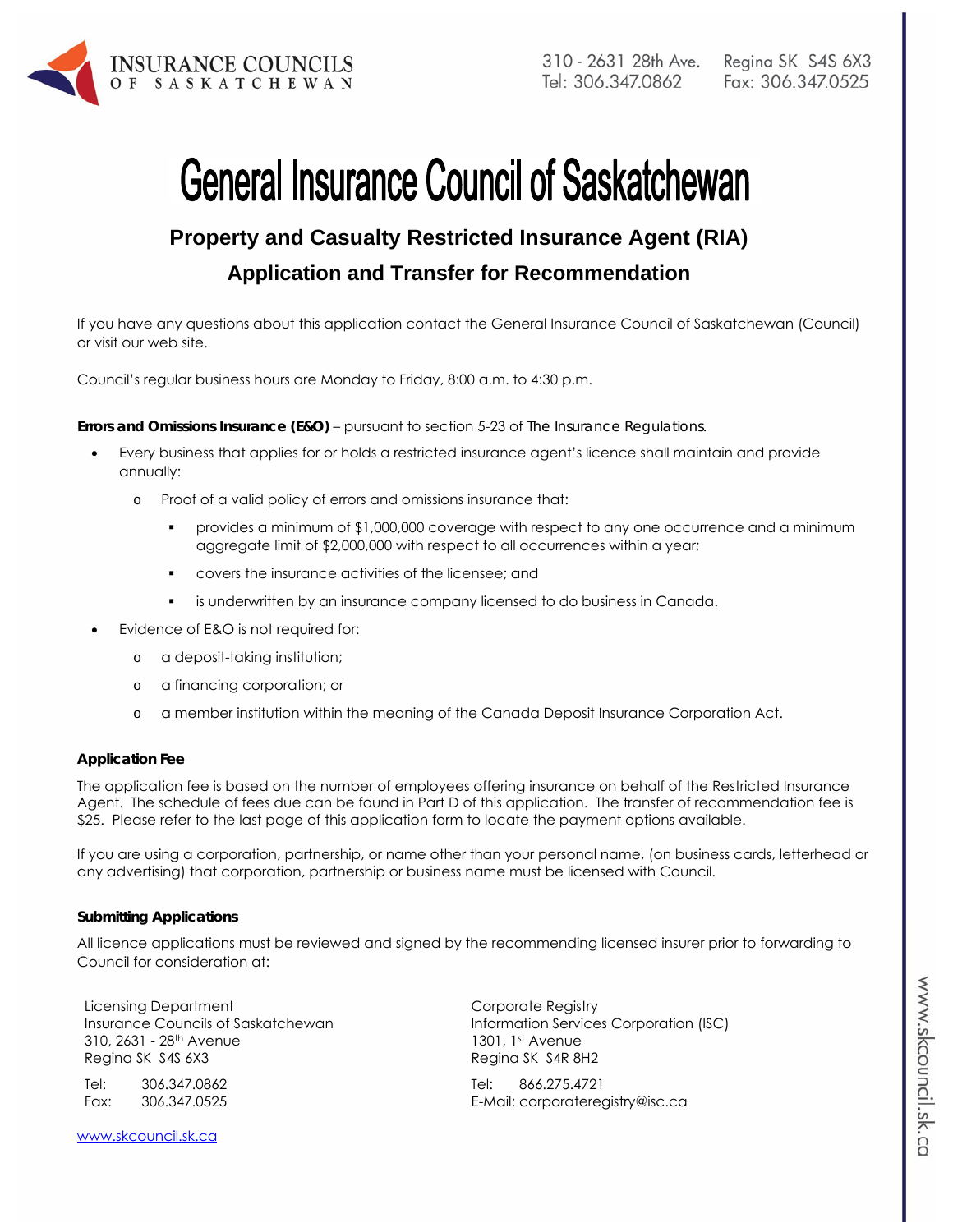INSURANCE COUNCILS OF SASKATCHEWAN

310 - 2631 28th Ave. Regina SK S4S 6X3
Tel: 306.347.0862 Fax: 306.347.0525

# General Insurance Council of Saskatchewan

## Property and Casualty Restricted Insurance Agent (RIA)

## Application and Transfer for Recommendation

If you have any questions about this application contact the General Insurance Council of Saskatchewan (Council) or visit our web site.

Council's regular business hours are Monday to Friday, 8:00 a.m. to 4:30 p.m.

**Errors and Omissions Insurance (E&O)** – pursuant to section 5-23 of *The Insurance Regulations.*

- Every business that applies for or holds a restricted insurance agent's licence shall maintain and provide annually:
  - Proof of a valid policy of errors and omissions insurance that:
    - provides a minimum of $1,000,000 coverage with respect to any one occurrence and a minimum aggregate limit of $2,000,000 with respect to all occurrences within a year;
    - covers the insurance activities of the licensee; and
    - is underwritten by an insurance company licensed to do business in Canada.
- Evidence of E&O is not required for:
  - a deposit-taking institution;
  - a financing corporation; or
  - a member institution within the meaning of the Canada Deposit Insurance Corporation Act.

**Application Fee**

The application fee is based on the number of employees offering insurance on behalf of the Restricted Insurance Agent. The schedule of fees due can be found in Part D of this application. The transfer of recommendation fee is $25. Please refer to the last page of this application form to locate the payment options available.

If you are using a corporation, partnership, or name other than your personal name, (on business cards, letterhead or any advertising) that corporation, partnership or business name must be licensed with Council.

**Submitting Applications**

All licence applications must be reviewed and signed by the recommending licensed insurer prior to forwarding to Council for consideration at:

Licensing Department
Insurance Councils of Saskatchewan
310, 2631 - 28th Avenue
Regina SK S4S 6X3

Tel: 306.347.0862
Fax: 306.347.0525

Corporate Registry
Information Services Corporation (ISC)
1301, 1st Avenue
Regina SK S4R 8H2

Tel: 866.275.4721
E-Mail: corporateregistry@isc.ca

www.skcouncil.sk.ca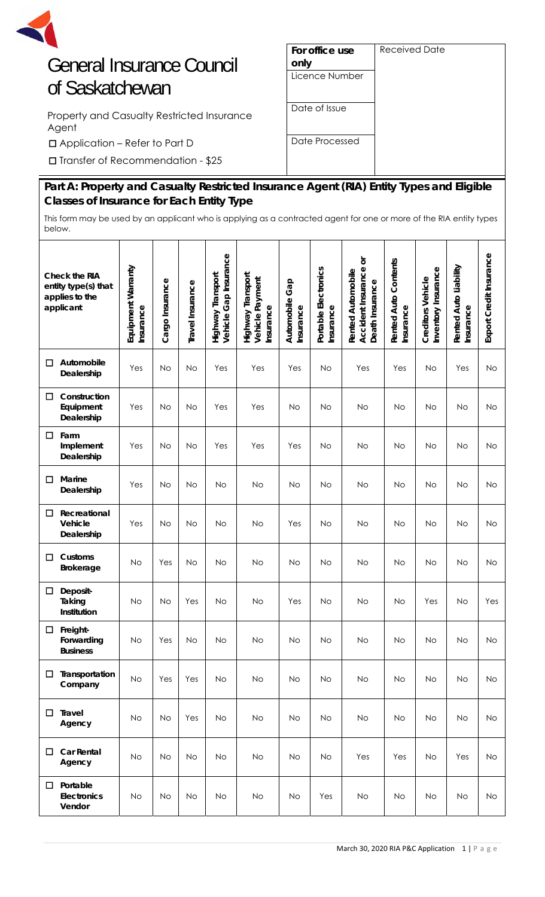# General Insurance Council of Saskatchewan

Property and Casualty Restricted Insurance Agent

☐ Application – Refer to Part D

☐ Transfer of Recommendation - $25

| For office use only | Received Date |
|---|---|
| Licence Number | |
| Date of Issue | |
| Date Processed | |

## Part A: Property and Casualty Restricted Insurance Agent (RIA) Entity Types and Eligible Classes of Insurance for Each Entity Type

This form may be used by an applicant who is applying as a contracted agent for one or more of the RIA entity types below.

| Check the RIA entity type(s) that applies to the applicant | Equipment Warranty Insurance | Cargo Insurance | Travel Insurance | Highway Transport Vehicle Gap Insurance | Highway Transport Vehicle Payment Insurance | Automobile Gap Insurance | Portable Electronics Insurance | Rented Automobile Accident Insurance or Death Insurance | Rented Auto Contents Insurance | Creditors Vehicle Inventory Insurance | Rented Auto Liability Insurance | Export Credit Insurance |
|---|---|---|---|---|---|---|---|---|---|---|---|---|
| ☐ **Automobile Dealership** | Yes | No | No | Yes | Yes | Yes | No | Yes | Yes | No | Yes | No |
| ☐ **Construction Equipment Dealership** | Yes | No | No | Yes | Yes | No | No | No | No | No | No | No |
| ☐ **Farm Implement Dealership** | Yes | No | No | Yes | Yes | Yes | No | No | No | No | No | No |
| ☐ **Marine Dealership** | Yes | No | No | No | No | No | No | No | No | No | No | No |
| ☐ **Recreational Vehicle Dealership** | Yes | No | No | No | No | Yes | No | No | No | No | No | No |
| ☐ **Customs Brokerage** | No | Yes | No | No | No | No | No | No | No | No | No | No |
| ☐ **Deposit-Taking Institution** | No | No | Yes | No | No | Yes | No | No | No | Yes | No | Yes |
| ☐ **Freight-Forwarding Business** | No | Yes | No | No | No | No | No | No | No | No | No | No |
| ☐ **Transportation Company** | No | Yes | Yes | No | No | No | No | No | No | No | No | No |
| ☐ **Travel Agency** | No | No | Yes | No | No | No | No | No | No | No | No | No |
| ☐ **Car Rental Agency** | No | No | No | No | No | No | No | Yes | Yes | No | Yes | No |
| ☐ **Portable Electronics Vendor** | No | No | No | No | No | No | Yes | No | No | No | No | No |

March 30, 2020 RIA P&C Application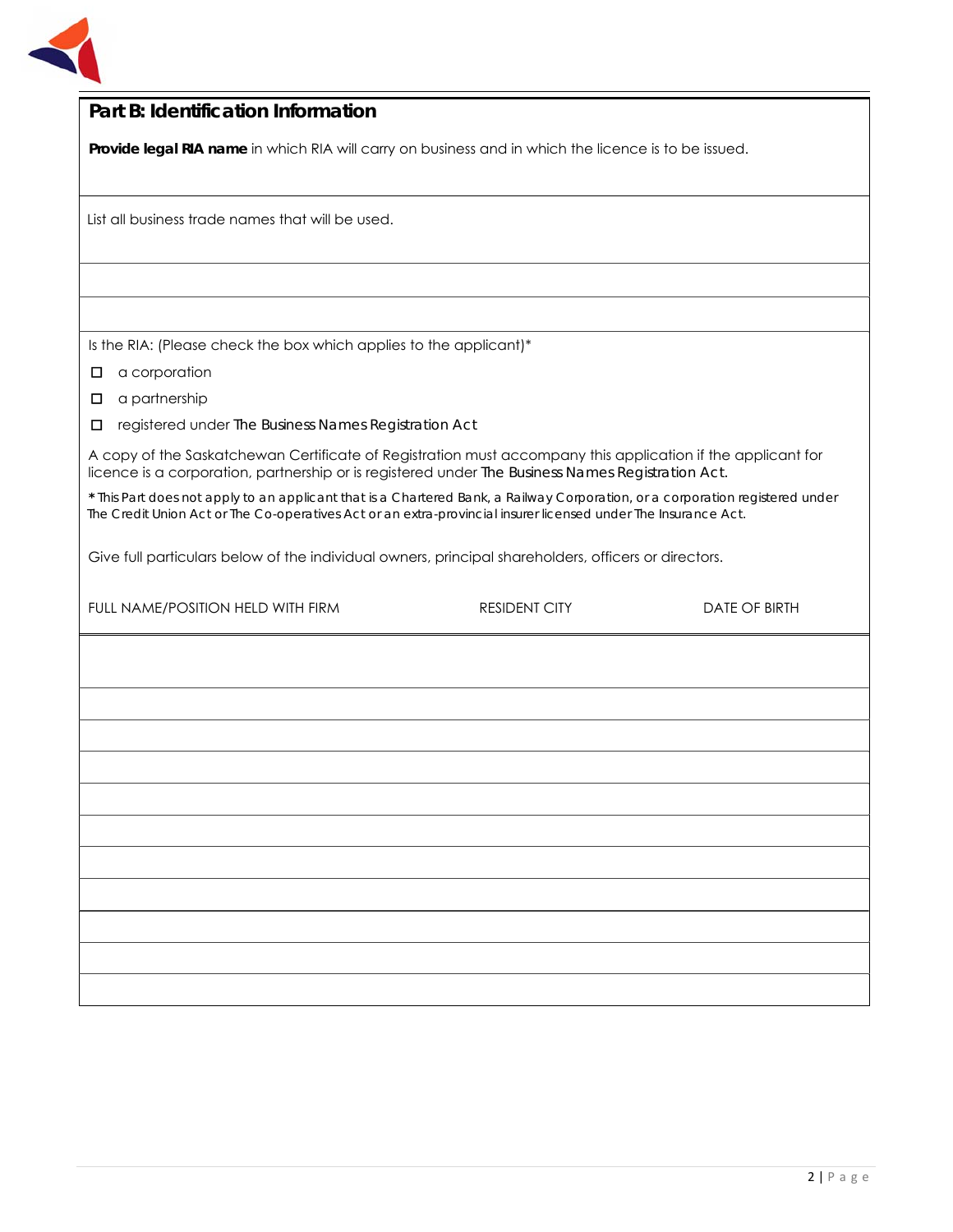## Part B: Identification Information

**Provide legal RIA name** in which RIA will carry on business and in which the licence is to be issued.

List all business trade names that will be used.

Is the RIA: (Please check the box which applies to the applicant)*

- ☐ a corporation
- ☐ a partnership
- ☐ registered under *The Business Names Registration Act*

A copy of the Saskatchewan Certificate of Registration must accompany this application if the applicant for licence is a corporation, partnership or is registered under *The Business Names Registration Act.*

*This Part does not apply to an applicant that is a Chartered Bank, a Railway Corporation, or a corporation registered under *The Credit Union Act* or *The Co-operatives Act* or an extra-provincial insurer licensed under *The Insurance Act.*

Give full particulars below of the individual owners, principal shareholders, officers or directors.

| FULL NAME/POSITION HELD WITH FIRM | RESIDENT CITY | DATE OF BIRTH |
|---|---|---|
| | | |
| | | |
| | | |
| | | |
| | | |
| | | |
| | | |
| | | |
| | | |
| | | |
| | | |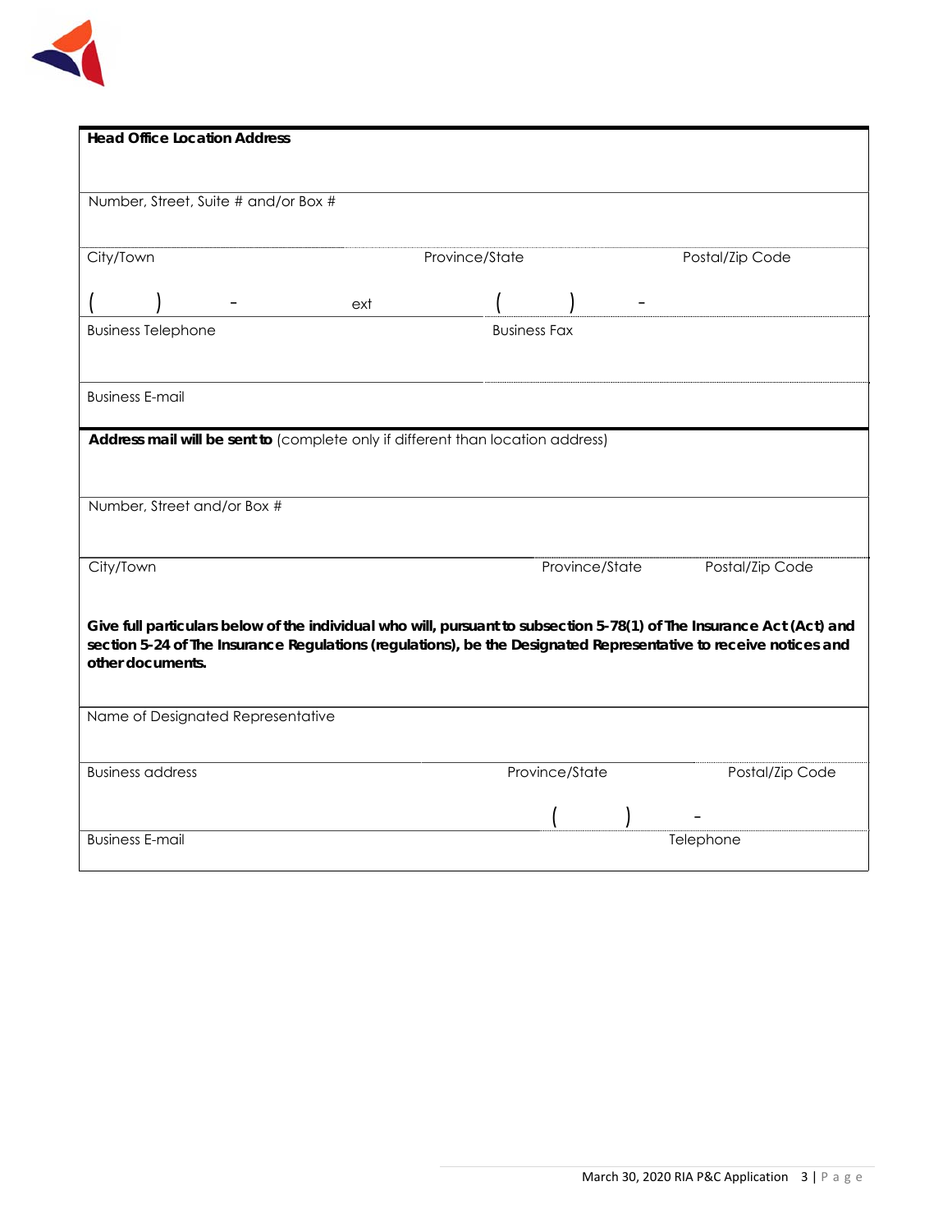**Head Office Location Address**

Number, Street, Suite # and/or Box #

| City/Town | Province/State | Postal/Zip Code |
|---|---|---|

| ( ) - ext | ( ) - |
|---|---|
| Business Telephone | Business Fax |

Business E-mail

**Address mail will be sent to** (complete only if different than location address)

Number, Street and/or Box #

| City/Town | Province/State | Postal/Zip Code |
|---|---|---|

**Give full particulars below of the individual who will, pursuant to subsection 5-78(1) of The Insurance Act (Act) and section 5-24 of The Insurance Regulations (regulations), be the Designated Representative to receive notices and other documents.**

Name of Designated Representative

| Business address | Province/State | Postal/Zip Code |
|---|---|---|

| | ( ) - |
|---|---|
| Business E-mail | Telephone |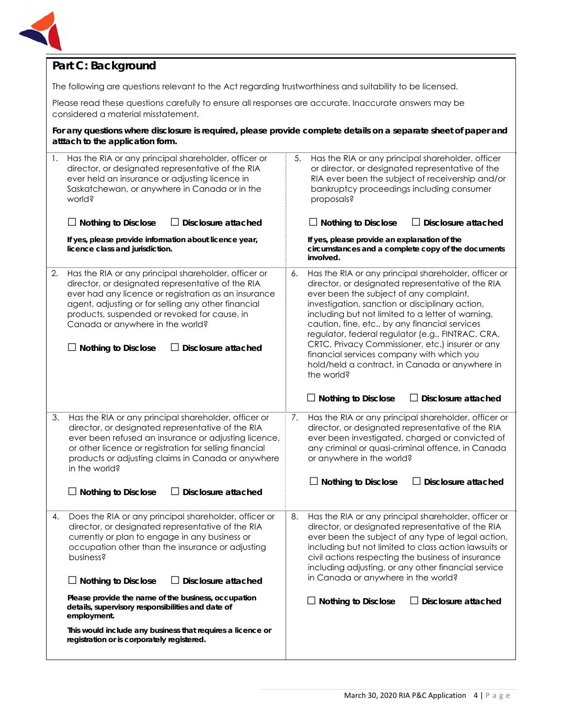## Part C: Background

The following are questions relevant to the Act regarding trustworthiness and suitability to be licensed.

Please read these questions carefully to ensure all responses are accurate. Inaccurate answers may be considered a material misstatement.

**For any questions where disclosure is required, please provide complete details on a separate sheet of paper and atttach to the application form.**

1. Has the RIA or any principal shareholder, officer or director, or designated representative of the RIA ever held an insurance or adjusting licence in Saskatchewan, or anywhere in Canada or in the world?

   ☐ **Nothing to Disclose** ☐ **Disclosure attached**

   **If yes, please provide information about licence year, licence class and jurisdiction.**

2. Has the RIA or any principal shareholder, officer or director, or designated representative of the RIA ever had any licence or registration as an insurance agent, adjusting or for selling any other financial products, suspended or revoked for cause, in Canada or anywhere in the world?

   ☐ **Nothing to Disclose** ☐ **Disclosure attached**

3. Has the RIA or any principal shareholder, officer or director, or designated representative of the RIA ever been refused an insurance or adjusting licence, or other licence or registration for selling financial products or adjusting claims in Canada or anywhere in the world?

   ☐ **Nothing to Disclose** ☐ **Disclosure attached**

4. Does the RIA or any principal shareholder, officer or director, or designated representative of the RIA currently or plan to engage in any business or occupation other than the insurance or adjusting business?

   ☐ **Nothing to Disclose** ☐ **Disclosure attached**

   **Please provide the name of the business, occupation details, supervisory responsibilities and date of employment.**

   **This would include any business that requires a licence or registration or is corporately registered.**

5. Has the RIA or any principal shareholder, officer or director, or designated representative of the RIA ever been the subject of receivership and/or bankruptcy proceedings including consumer proposals?

   ☐ **Nothing to Disclose** ☐ **Disclosure attached**

   **If yes, please provide an explanation of the circumstances and a complete copy of the documents involved.**

6. Has the RIA or any principal shareholder, officer or director, or designated representative of the RIA ever been the subject of any complaint, investigation, sanction or disciplinary action, including but not limited to a letter of warning, caution, fine, etc., by any financial services regulator, federal regulator (e.g., FINTRAC, CRA, CRTC, Privacy Commissioner, etc.) insurer or any financial services company with which you hold/held a contract, in Canada or anywhere in the world?

   ☐ **Nothing to Disclose** ☐ **Disclosure attached**

7. Has the RIA or any principal shareholder, officer or director, or designated representative of the RIA ever been investigated, charged or convicted of any criminal or quasi-criminal offence, in Canada or anywhere in the world?

   ☐ **Nothing to Disclose** ☐ **Disclosure attached**

8. Has the RIA or any principal shareholder, officer or director, or designated representative of the RIA ever been the subject of any type of legal action, including but not limited to class action lawsuits or civil actions respecting the business of insurance including adjusting, or any other financial service in Canada or anywhere in the world?

   ☐ **Nothing to Disclose** ☐ **Disclosure attached**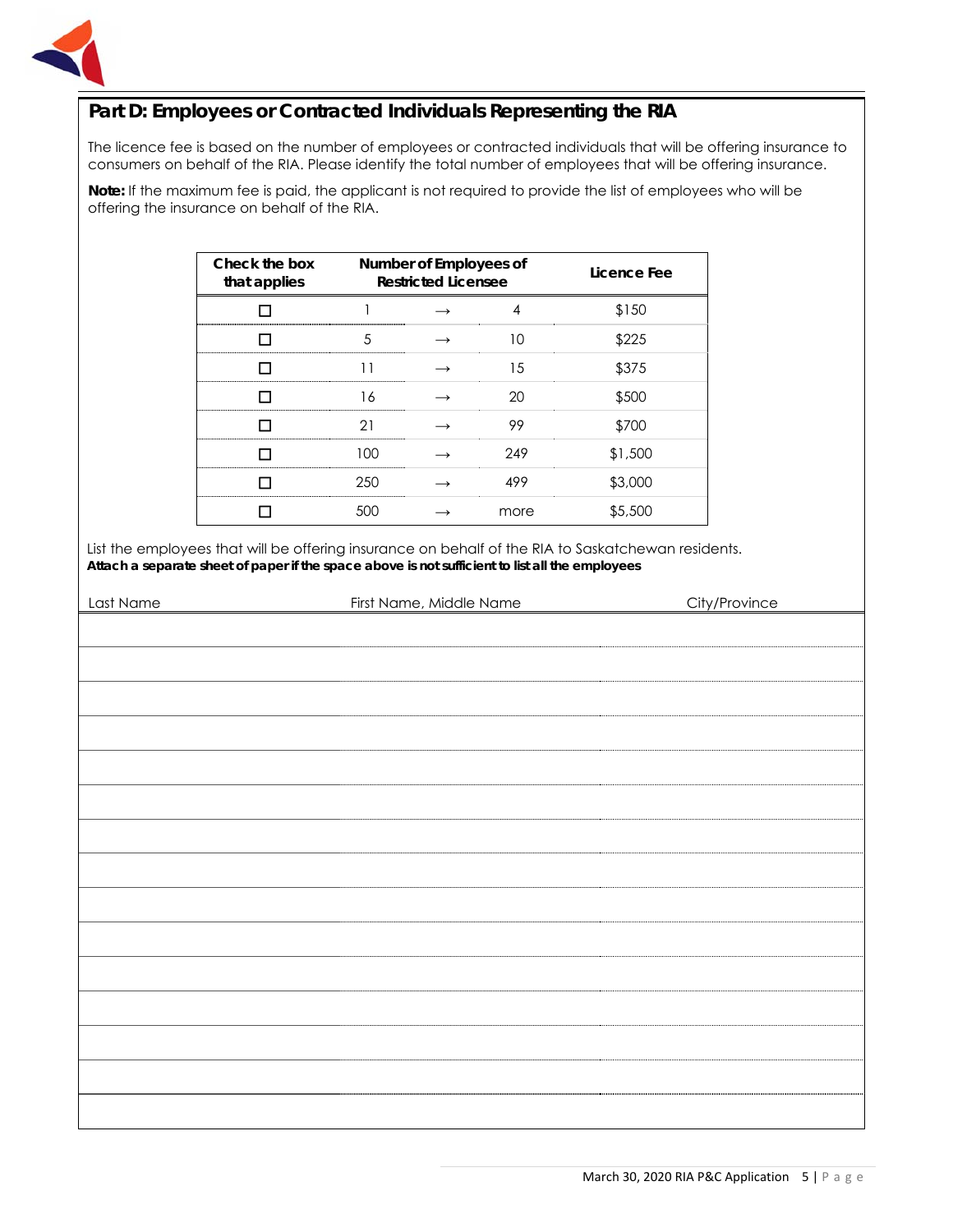## Part D: Employees or Contracted Individuals Representing the RIA

The licence fee is based on the number of employees or contracted individuals that will be offering insurance to consumers on behalf of the RIA. Please identify the total number of employees that will be offering insurance.

**Note:** If the maximum fee is paid, the applicant is not required to provide the list of employees who will be offering the insurance on behalf of the RIA.

| Check the box that applies | Number of Employees of Restricted Licensee | | | Licence Fee |
|---|---|---|---|---|
| ☐ | 1 | → | 4 | $150 |
| ☐ | 5 | → | 10 | $225 |
| ☐ | 11 | → | 15 | $375 |
| ☐ | 16 | → | 20 | $500 |
| ☐ | 21 | → | 99 | $700 |
| ☐ | 100 | → | 249 | $1,500 |
| ☐ | 250 | → | 499 | $3,000 |
| ☐ | 500 | → | more | $5,500 |

List the employees that will be offering insurance on behalf of the RIA to Saskatchewan residents.
**Attach a separate sheet of paper if the space above is not sufficient to list all the employees**

| Last Name | First Name, Middle Name | City/Province |
|---|---|---|
| | | |
| | | |
| | | |
| | | |
| | | |
| | | |
| | | |
| | | |
| | | |
| | | |
| | | |
| | | |
| | | |
| | | |
| | | |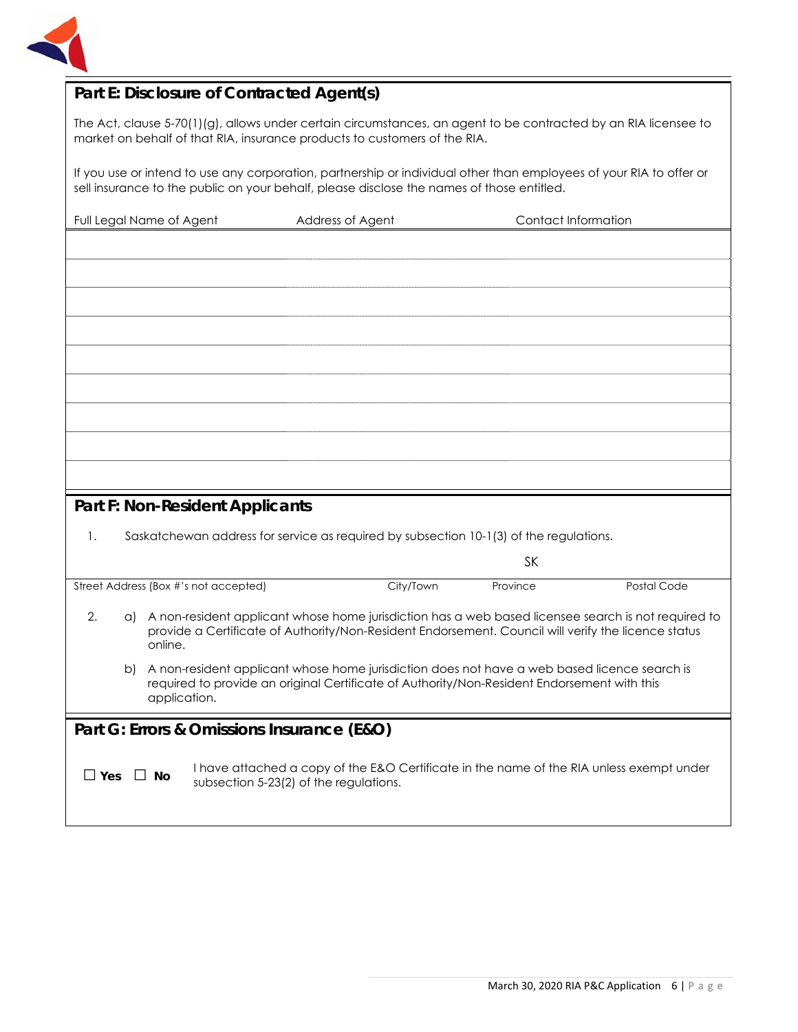## Part E: Disclosure of Contracted Agent(s)

The Act, clause 5-70(1)(g), allows under certain circumstances, an agent to be contracted by an RIA licensee to market on behalf of that RIA, insurance products to customers of the RIA.

If you use or intend to use any corporation, partnership or individual other than employees of your RIA to offer or sell insurance to the public on your behalf, please disclose the names of those entitled.

| Full Legal Name of Agent | Address of Agent | Contact Information |
| --- | --- | --- |
| | | |
| | | |
| | | |
| | | |
| | | |
| | | |
| | | |
| | | |
| | | |

## Part F: Non-Resident Applicants

1. Saskatchewan address for service as required by subsection 10-1(3) of the regulations.

| | | SK | |
| --- | --- | --- | --- |
| Street Address (Box #'s not accepted) | City/Town | Province | Postal Code |

2. a) A non-resident applicant whose home jurisdiction has a web based licensee search is not required to provide a Certificate of Authority/Non-Resident Endorsement. Council will verify the licence status online.

   b) A non-resident applicant whose home jurisdiction does not have a web based licence search is required to provide an original Certificate of Authority/Non-Resident Endorsement with this application.

## Part G: Errors & Omissions Insurance (E&O)

☐ **Yes** ☐ **No** I have attached a copy of the E&O Certificate in the name of the RIA unless exempt under subsection 5-23(2) of the regulations.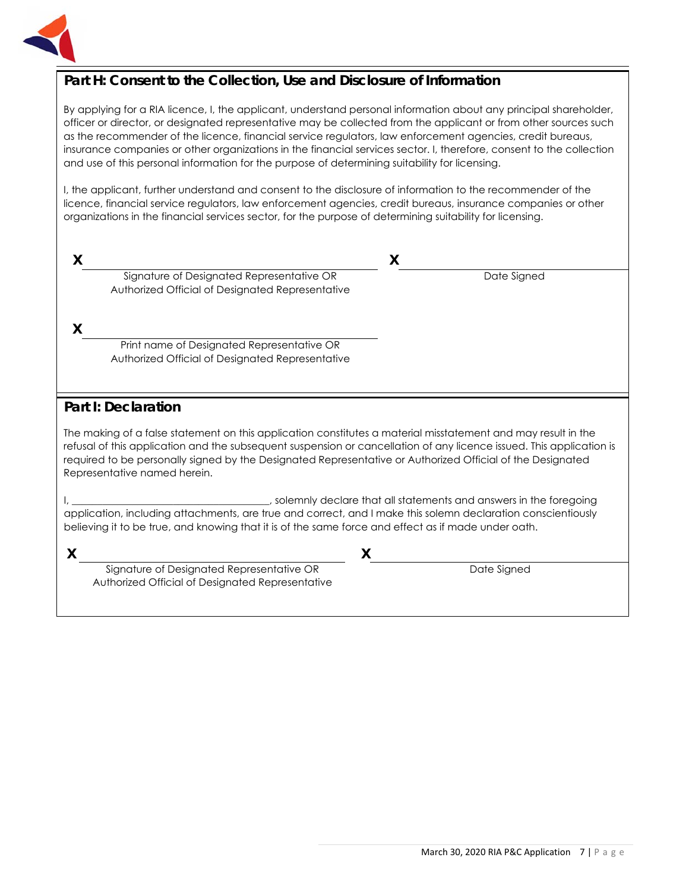## Part H: Consent to the Collection, Use and Disclosure of Information

By applying for a RIA licence, I, the applicant, understand personal information about any principal shareholder, officer or director, or designated representative may be collected from the applicant or from other sources such as the recommender of the licence, financial service regulators, law enforcement agencies, credit bureaus, insurance companies or other organizations in the financial services sector. I, therefore, consent to the collection and use of this personal information for the purpose of determining suitability for licensing.

I, the applicant, further understand and consent to the disclosure of information to the recommender of the licence, financial service regulators, law enforcement agencies, credit bureaus, insurance companies or other organizations in the financial services sector, for the purpose of determining suitability for licensing.

X ______________________________________
Signature of Designated Representative OR Authorized Official of Designated Representative

X ______________________________________
Date Signed

X ______________________________________
Print name of Designated Representative OR Authorized Official of Designated Representative

## Part I: Declaration

The making of a false statement on this application constitutes a material misstatement and may result in the refusal of this application and the subsequent suspension or cancellation of any licence issued. This application is required to be personally signed by the Designated Representative or Authorized Official of the Designated Representative named herein.

I, ______________________________________, solemnly declare that all statements and answers in the foregoing application, including attachments, are true and correct, and I make this solemn declaration conscientiously believing it to be true, and knowing that it is of the same force and effect as if made under oath.

X ______________________________________
Signature of Designated Representative OR Authorized Official of Designated Representative

X ______________________________________
Date Signed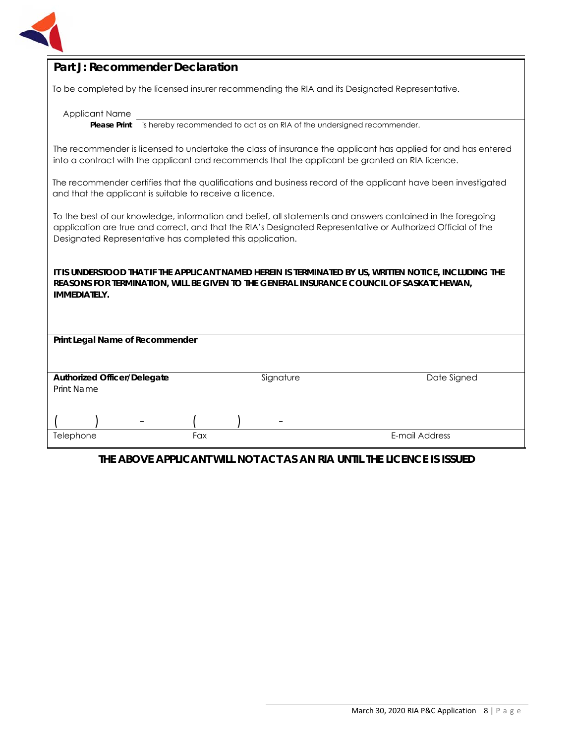## Part J: Recommender Declaration

To be completed by the licensed insurer recommending the RIA and its Designated Representative.

Applicant Name ______________________________________________

**Please Print** is hereby recommended to act as an RIA of the undersigned recommender.

The recommender is licensed to undertake the class of insurance the applicant has applied for and has entered into a contract with the applicant and recommends that the applicant be granted an RIA licence.

The recommender certifies that the qualifications and business record of the applicant have been investigated and that the applicant is suitable to receive a licence.

To the best of our knowledge, information and belief, all statements and answers contained in the foregoing application are true and correct, and that the RIA's Designated Representative or Authorized Official of the Designated Representative has completed this application.

**IT IS UNDERSTOOD THAT IF THE APPLICANT NAMED HEREIN IS TERMINATED BY US, WRITTEN NOTICE, INCLUDING THE REASONS FOR TERMINATION, WILL BE GIVEN TO THE GENERAL INSURANCE COUNCIL OF SASKATCHEWAN, IMMEDIATELY.**

**Print Legal Name of Recommender**

| **Authorized Officer/Delegate** Print Name | Signature | Date Signed |
|---|---|---|
| (    )    - | (    )    - | |
| Telephone | Fax | E-mail Address |

**THE ABOVE APPLICANT WILL NOT ACT AS AN RIA UNTIL THE LICENCE IS ISSUED**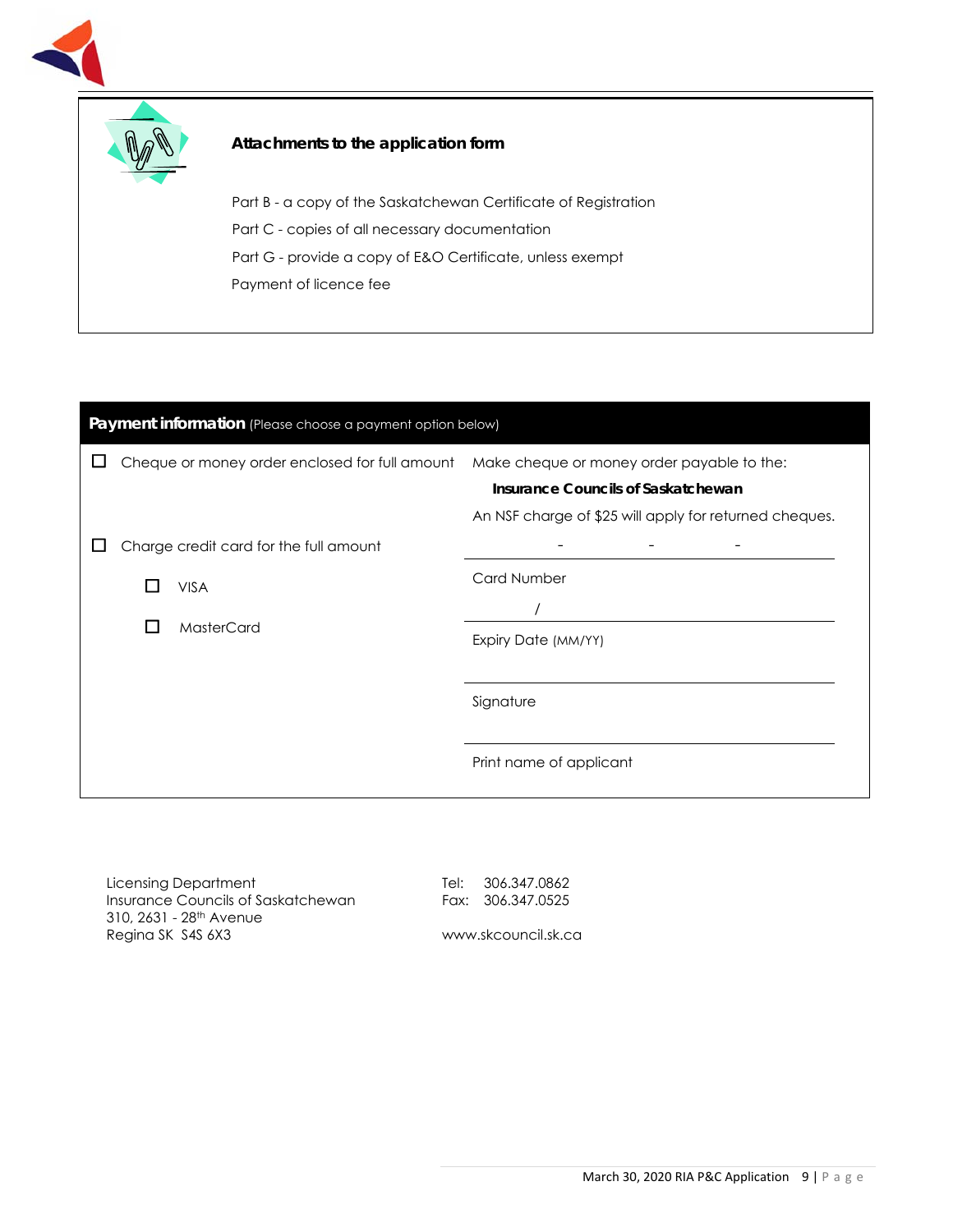## Attachments to the application form

Part B - a copy of the Saskatchewan Certificate of Registration

Part C - copies of all necessary documentation

Part G - provide a copy of E&O Certificate, unless exempt

Payment of licence fee

## **Payment information** (Please choose a payment option below)

| | |
|---|---|
| ☐ Cheque or money order enclosed for full amount | Make cheque or money order payable to the: **Insurance Councils of Saskatchewan** An NSF charge of $25 will apply for returned cheques. |
| ☐ Charge credit card for the full amount | - - - <br> Card Number |
| ☐ VISA | / <br> Expiry Date (MM/YY) |
| ☐ MasterCard | Signature |
| | Print name of applicant |

Licensing Department
Insurance Councils of Saskatchewan
310, 2631 - 28th Avenue
Regina SK S4S 6X3

Tel: 306.347.0862
Fax: 306.347.0525

www.skcouncil.sk.ca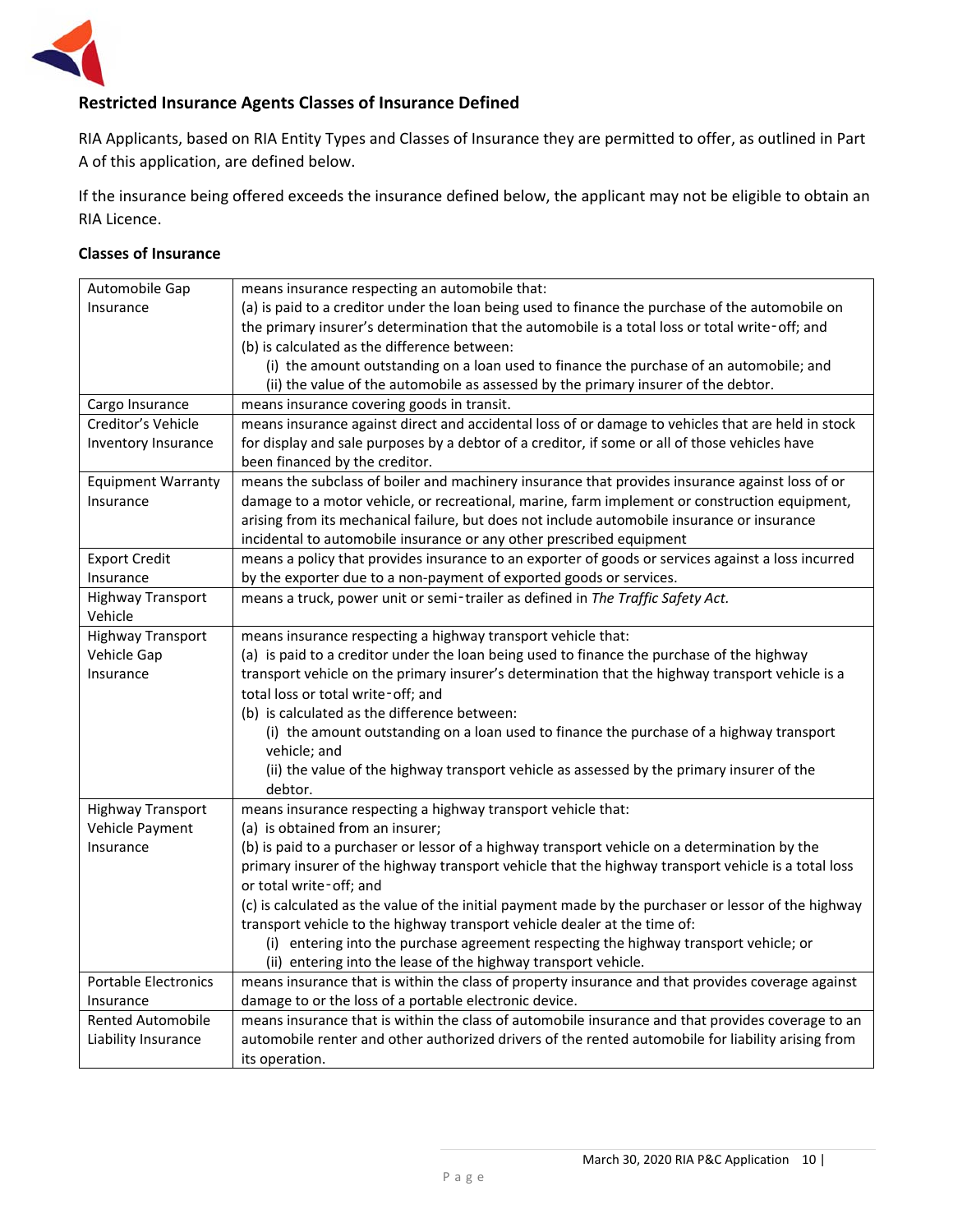## Restricted Insurance Agents Classes of Insurance Defined

RIA Applicants, based on RIA Entity Types and Classes of Insurance they are permitted to offer, as outlined in Part A of this application, are defined below.

If the insurance being offered exceeds the insurance defined below, the applicant may not be eligible to obtain an RIA Licence.

### Classes of Insurance

| Class | Definition |
| --- | --- |
| Automobile Gap Insurance | means insurance respecting an automobile that:<br>(a) is paid to a creditor under the loan being used to finance the purchase of the automobile on the primary insurer's determination that the automobile is a total loss or total write-off; and<br>(b) is calculated as the difference between:<br>(i) the amount outstanding on a loan used to finance the purchase of an automobile; and<br>(ii) the value of the automobile as assessed by the primary insurer of the debtor. |
| Cargo Insurance | means insurance covering goods in transit. |
| Creditor's Vehicle Inventory Insurance | means insurance against direct and accidental loss of or damage to vehicles that are held in stock for display and sale purposes by a debtor of a creditor, if some or all of those vehicles have been financed by the creditor. |
| Equipment Warranty Insurance | means the subclass of boiler and machinery insurance that provides insurance against loss of or damage to a motor vehicle, or recreational, marine, farm implement or construction equipment, arising from its mechanical failure, but does not include automobile insurance or insurance incidental to automobile insurance or any other prescribed equipment |
| Export Credit Insurance | means a policy that provides insurance to an exporter of goods or services against a loss incurred by the exporter due to a non-payment of exported goods or services. |
| Highway Transport Vehicle | means a truck, power unit or semi-trailer as defined in *The Traffic Safety Act.* |
| Highway Transport Vehicle Gap Insurance | means insurance respecting a highway transport vehicle that:<br>(a) is paid to a creditor under the loan being used to finance the purchase of the highway transport vehicle on the primary insurer's determination that the highway transport vehicle is a total loss or total write-off; and<br>(b) is calculated as the difference between:<br>(i) the amount outstanding on a loan used to finance the purchase of a highway transport vehicle; and<br>(ii) the value of the highway transport vehicle as assessed by the primary insurer of the debtor. |
| Highway Transport Vehicle Payment Insurance | means insurance respecting a highway transport vehicle that:<br>(a) is obtained from an insurer;<br>(b) is paid to a purchaser or lessor of a highway transport vehicle on a determination by the primary insurer of the highway transport vehicle that the highway transport vehicle is a total loss or total write-off; and<br>(c) is calculated as the value of the initial payment made by the purchaser or lessor of the highway transport vehicle to the highway transport vehicle dealer at the time of:<br>(i) entering into the purchase agreement respecting the highway transport vehicle; or<br>(ii) entering into the lease of the highway transport vehicle. |
| Portable Electronics Insurance | means insurance that is within the class of property insurance and that provides coverage against damage to or the loss of a portable electronic device. |
| Rented Automobile Liability Insurance | means insurance that is within the class of automobile insurance and that provides coverage to an automobile renter and other authorized drivers of the rented automobile for liability arising from its operation. |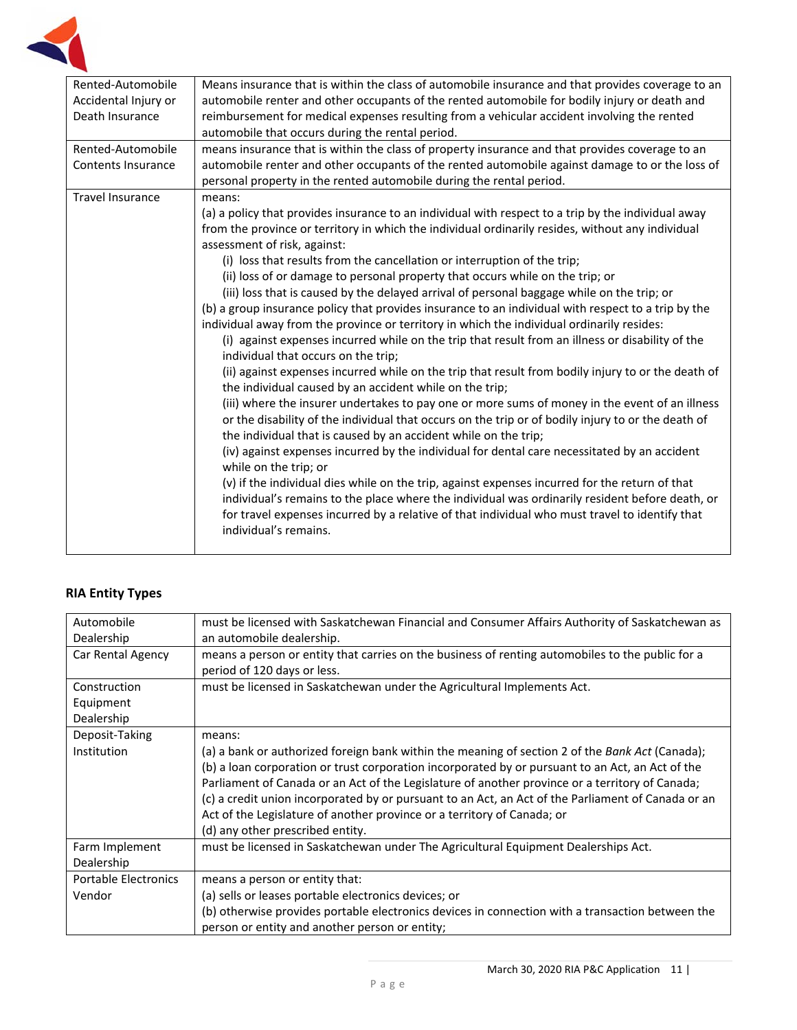| | |
|---|---|
| Rented-Automobile Accidental Injury or Death Insurance | Means insurance that is within the class of automobile insurance and that provides coverage to an automobile renter and other occupants of the rented automobile for bodily injury or death and reimbursement for medical expenses resulting from a vehicular accident involving the rented automobile that occurs during the rental period. |
| Rented-Automobile Contents Insurance | means insurance that is within the class of property insurance and that provides coverage to an automobile renter and other occupants of the rented automobile against damage to or the loss of personal property in the rented automobile during the rental period. |
| Travel Insurance | means:<br>(a) a policy that provides insurance to an individual with respect to a trip by the individual away from the province or territory in which the individual ordinarily resides, without any individual assessment of risk, against:<br>(i) loss that results from the cancellation or interruption of the trip;<br>(ii) loss of or damage to personal property that occurs while on the trip; or<br>(iii) loss that is caused by the delayed arrival of personal baggage while on the trip; or<br>(b) a group insurance policy that provides insurance to an individual with respect to a trip by the individual away from the province or territory in which the individual ordinarily resides:<br>(i) against expenses incurred while on the trip that result from an illness or disability of the individual that occurs on the trip;<br>(ii) against expenses incurred while on the trip that result from bodily injury to or the death of the individual caused by an accident while on the trip;<br>(iii) where the insurer undertakes to pay one or more sums of money in the event of an illness or the disability of the individual that occurs on the trip or of bodily injury to or the death of the individual that is caused by an accident while on the trip;<br>(iv) against expenses incurred by the individual for dental care necessitated by an accident while on the trip; or<br>(v) if the individual dies while on the trip, against expenses incurred for the return of that individual's remains to the place where the individual was ordinarily resident before death, or for travel expenses incurred by a relative of that individual who must travel to identify that individual's remains. |

**RIA Entity Types**

| | |
|---|---|
| Automobile Dealership | must be licensed with Saskatchewan Financial and Consumer Affairs Authority of Saskatchewan as an automobile dealership. |
| Car Rental Agency | means a person or entity that carries on the business of renting automobiles to the public for a period of 120 days or less. |
| Construction Equipment Dealership | must be licensed in Saskatchewan under the Agricultural Implements Act. |
| Deposit-Taking Institution | means:<br>(a) a bank or authorized foreign bank within the meaning of section 2 of the *Bank Act* (Canada);<br>(b) a loan corporation or trust corporation incorporated by or pursuant to an Act, an Act of the Parliament of Canada or an Act of the Legislature of another province or a territory of Canada;<br>(c) a credit union incorporated by or pursuant to an Act, an Act of the Parliament of Canada or an Act of the Legislature of another province or a territory of Canada; or<br>(d) any other prescribed entity. |
| Farm Implement Dealership | must be licensed in Saskatchewan under The Agricultural Equipment Dealerships Act. |
| Portable Electronics Vendor | means a person or entity that:<br>(a) sells or leases portable electronics devices; or<br>(b) otherwise provides portable electronics devices in connection with a transaction between the person or entity and another person or entity; |